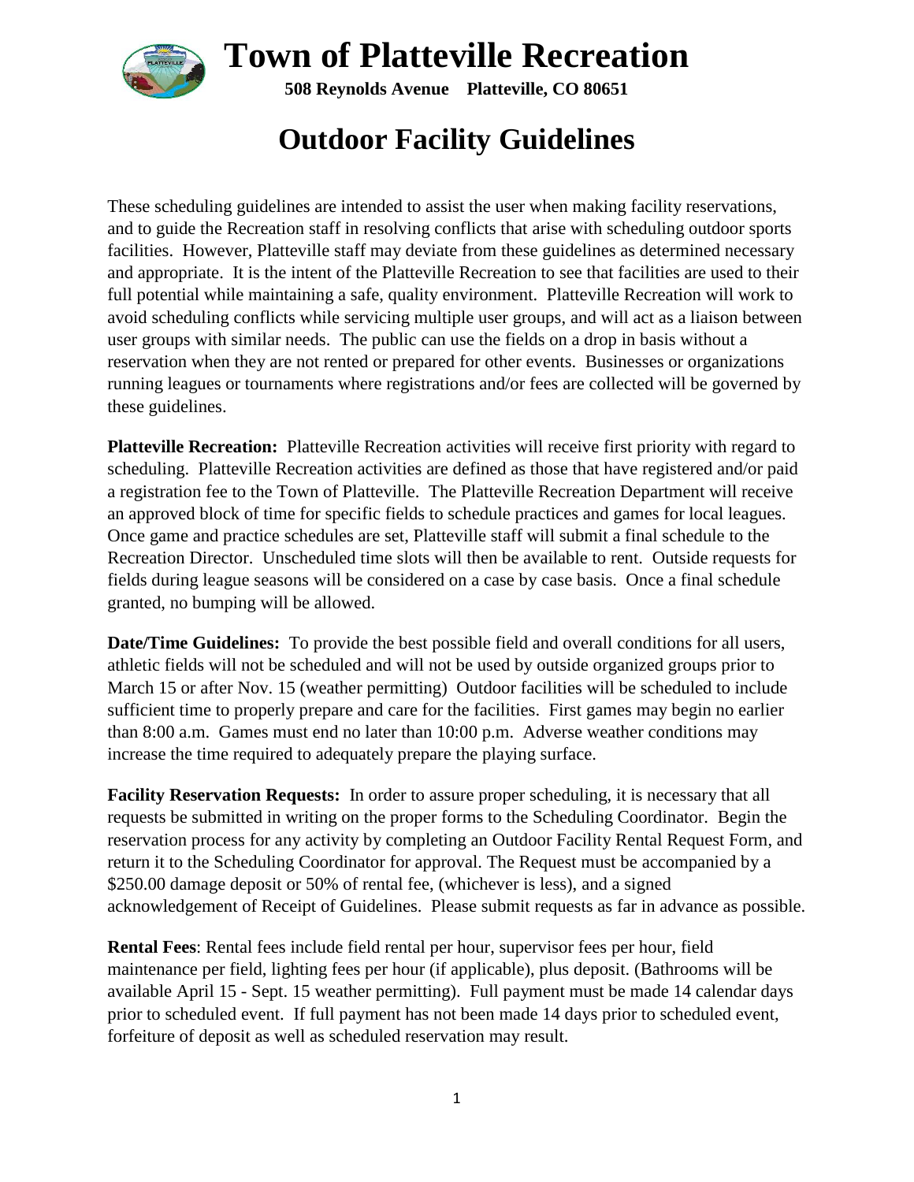# Town of Platteville Recreation

**508 Reynolds Avenue Platteville, CO 80651**

## Outdoor Facility Guidelines

These scheduling guidelines are intended to assist the user when making facility reservations, and to guide the Recreation staff in resolving conflicts that arise with scheduling outdoor sports facilities. However, Platteville staff may deviate from these guidelines as determined necessary and appropriate. It is the intent of the Platteville Recreation to see that facilities are used to their full potential while maintaining a safe, quality environment. Platteville Recreation will work to avoid scheduling conflicts while servicing multiple user groups, and will act as a liaison between user groups with similar needs. The public can use the fields on a drop in basis without a reservation when they are not rented or prepared for other events. Businesses or organizations running leagues or tournaments where registrations and/or fees are collected will be governed by these guidelines.

**Platteville Recreation:** Platteville Recreation activities will receive first priority with regard to scheduling. Platteville Recreation activities are defined as those that have registered and/or paid a registration fee to the Town of Platteville. The Platteville Recreation Department will receive an approved block of time for specific fields to schedule practices and games for local leagues. Once game and practice schedules are set, Platteville staff will submit a final schedule to the Recreation Director. Unscheduled time slots will then be available to rent. Outside requests for fields during league seasons will be considered on a case by case basis. Once a final schedule granted, no bumping will be allowed.

**Date/Time Guidelines:** To provide the best possible field and overall conditions for all users, athletic fields will not be scheduled and will not be used by outside organized groups prior to March 15 or after Nov. 15 (weather permitting) Outdoor facilities will be scheduled to include sufficient time to properly prepare and care for the facilities. First games may begin no earlier than 8:00 a.m. Games must end no later than 10:00 p.m. Adverse weather conditions may increase the time required to adequately prepare the playing surface.

**Facility Reservation Requests:** In order to assure proper scheduling, it is necessary that all requests be submitted in writing on the proper forms to the Scheduling Coordinator. Begin the reservation process for any activity by completing an Outdoor Facility Rental Request Form, and return it to the Scheduling Coordinator for approval. The Request must be accompanied by a $250.00 damage deposit or 50% of rental fee, (whichever is less), and a signed acknowledgement of Receipt of Guidelines. Please submit requests as far in advance as possible.

**Rental Fees**: Rental fees include field rental per hour, supervisor fees per hour, field maintenance per field, lighting fees per hour (if applicable), plus deposit. (Bathrooms will be available April 15 - Sept. 15 weather permitting). Full payment must be made 14 calendar days prior to scheduled event. If full payment has not been made 14 days prior to scheduled event, forfeiture of deposit as well as scheduled reservation may result.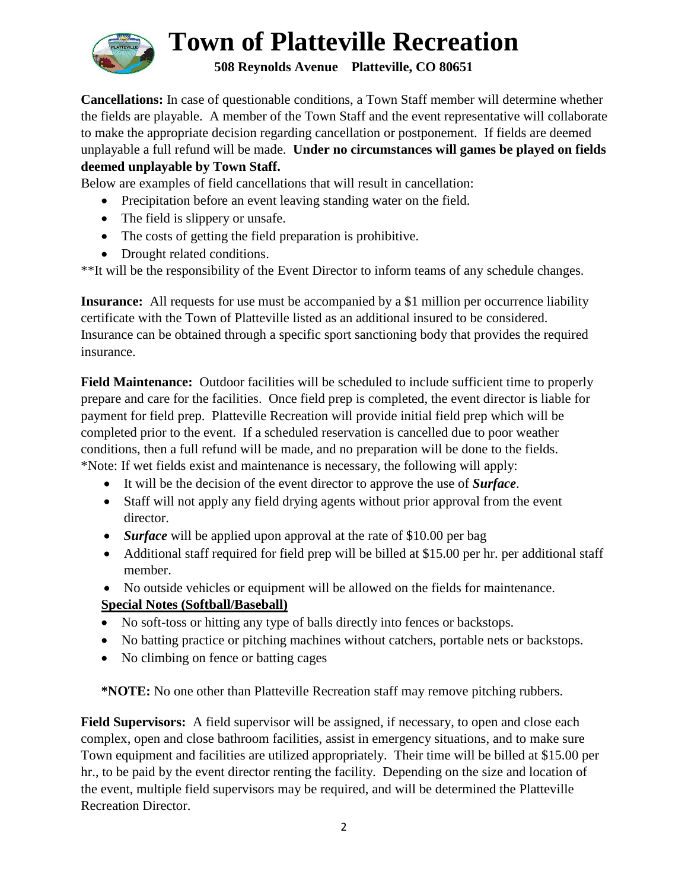# Town of Platteville Recreation

**508 Reynolds Avenue Platteville, CO 80651**

**Cancellations:** In case of questionable conditions, a Town Staff member will determine whether the fields are playable. A member of the Town Staff and the event representative will collaborate to make the appropriate decision regarding cancellation or postponement. If fields are deemed unplayable a full refund will be made. **Under no circumstances will games be played on fields deemed unplayable by Town Staff.**

Below are examples of field cancellations that will result in cancellation:

- Precipitation before an event leaving standing water on the field.
- The field is slippery or unsafe.
- The costs of getting the field preparation is prohibitive.
- Drought related conditions.

**It will be the responsibility of the Event Director to inform teams of any schedule changes.

**Insurance:** All requests for use must be accompanied by a $1 million per occurrence liability certificate with the Town of Platteville listed as an additional insured to be considered. Insurance can be obtained through a specific sport sanctioning body that provides the required insurance.

**Field Maintenance:** Outdoor facilities will be scheduled to include sufficient time to properly prepare and care for the facilities. Once field prep is completed, the event director is liable for payment for field prep. Platteville Recreation will provide initial field prep which will be completed prior to the event. If a scheduled reservation is cancelled due to poor weather conditions, then a full refund will be made, and no preparation will be done to the fields.
*Note: If wet fields exist and maintenance is necessary, the following will apply:

- It will be the decision of the event director to approve the use of ***Surface***.
- Staff will not apply any field drying agents without prior approval from the event director.
- ***Surface*** will be applied upon approval at the rate of $10.00 per bag
- Additional staff required for field prep will be billed at $15.00 per hr. per additional staff member.
- No outside vehicles or equipment will be allowed on the fields for maintenance.

**<u>Special Notes (Softball/Baseball)</u>**

- No soft-toss or hitting any type of balls directly into fences or backstops.
- No batting practice or pitching machines without catchers, portable nets or backstops.
- No climbing on fence or batting cages

***NOTE:** No one other than Platteville Recreation staff may remove pitching rubbers.

**Field Supervisors:** A field supervisor will be assigned, if necessary, to open and close each complex, open and close bathroom facilities, assist in emergency situations, and to make sure Town equipment and facilities are utilized appropriately. Their time will be billed at $15.00 per hr., to be paid by the event director renting the facility. Depending on the size and location of the event, multiple field supervisors may be required, and will be determined the Platteville Recreation Director.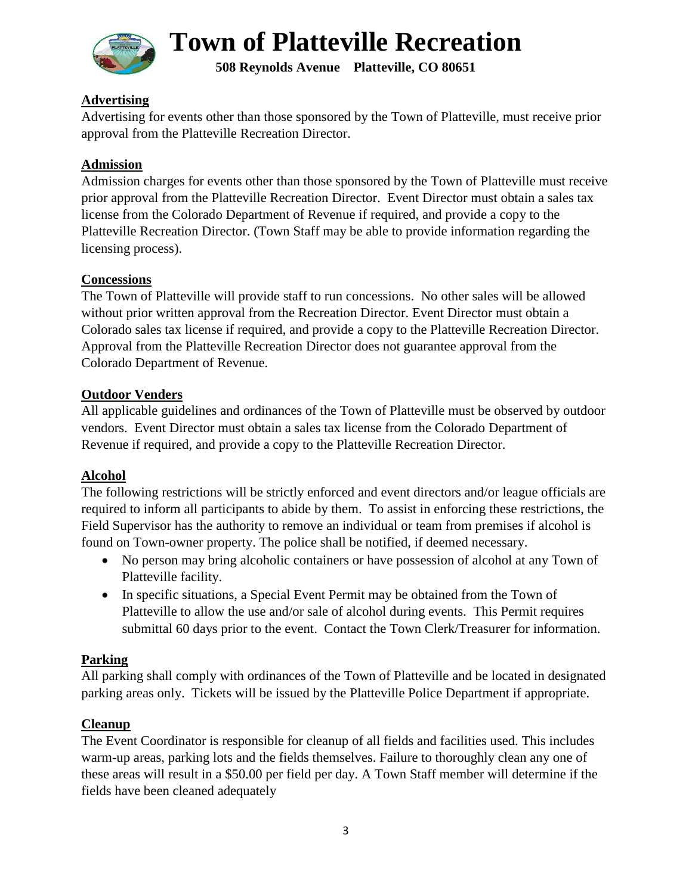# Town of Platteville Recreation

**508 Reynolds Avenue Platteville, CO 80651**

## Advertising

Advertising for events other than those sponsored by the Town of Platteville, must receive prior approval from the Platteville Recreation Director.

## Admission

Admission charges for events other than those sponsored by the Town of Platteville must receive prior approval from the Platteville Recreation Director. Event Director must obtain a sales tax license from the Colorado Department of Revenue if required, and provide a copy to the Platteville Recreation Director. (Town Staff may be able to provide information regarding the licensing process).

## Concessions

The Town of Platteville will provide staff to run concessions. No other sales will be allowed without prior written approval from the Recreation Director. Event Director must obtain a Colorado sales tax license if required, and provide a copy to the Platteville Recreation Director. Approval from the Platteville Recreation Director does not guarantee approval from the Colorado Department of Revenue.

## Outdoor Venders

All applicable guidelines and ordinances of the Town of Platteville must be observed by outdoor vendors. Event Director must obtain a sales tax license from the Colorado Department of Revenue if required, and provide a copy to the Platteville Recreation Director.

## Alcohol

The following restrictions will be strictly enforced and event directors and/or league officials are required to inform all participants to abide by them. To assist in enforcing these restrictions, the Field Supervisor has the authority to remove an individual or team from premises if alcohol is found on Town-owner property. The police shall be notified, if deemed necessary.

- No person may bring alcoholic containers or have possession of alcohol at any Town of Platteville facility.
- In specific situations, a Special Event Permit may be obtained from the Town of Platteville to allow the use and/or sale of alcohol during events. This Permit requires submittal 60 days prior to the event. Contact the Town Clerk/Treasurer for information.

## Parking

All parking shall comply with ordinances of the Town of Platteville and be located in designated parking areas only. Tickets will be issued by the Platteville Police Department if appropriate.

## Cleanup

The Event Coordinator is responsible for cleanup of all fields and facilities used. This includes warm-up areas, parking lots and the fields themselves. Failure to thoroughly clean any one of these areas will result in a $50.00 per field per day. A Town Staff member will determine if the fields have been cleaned adequately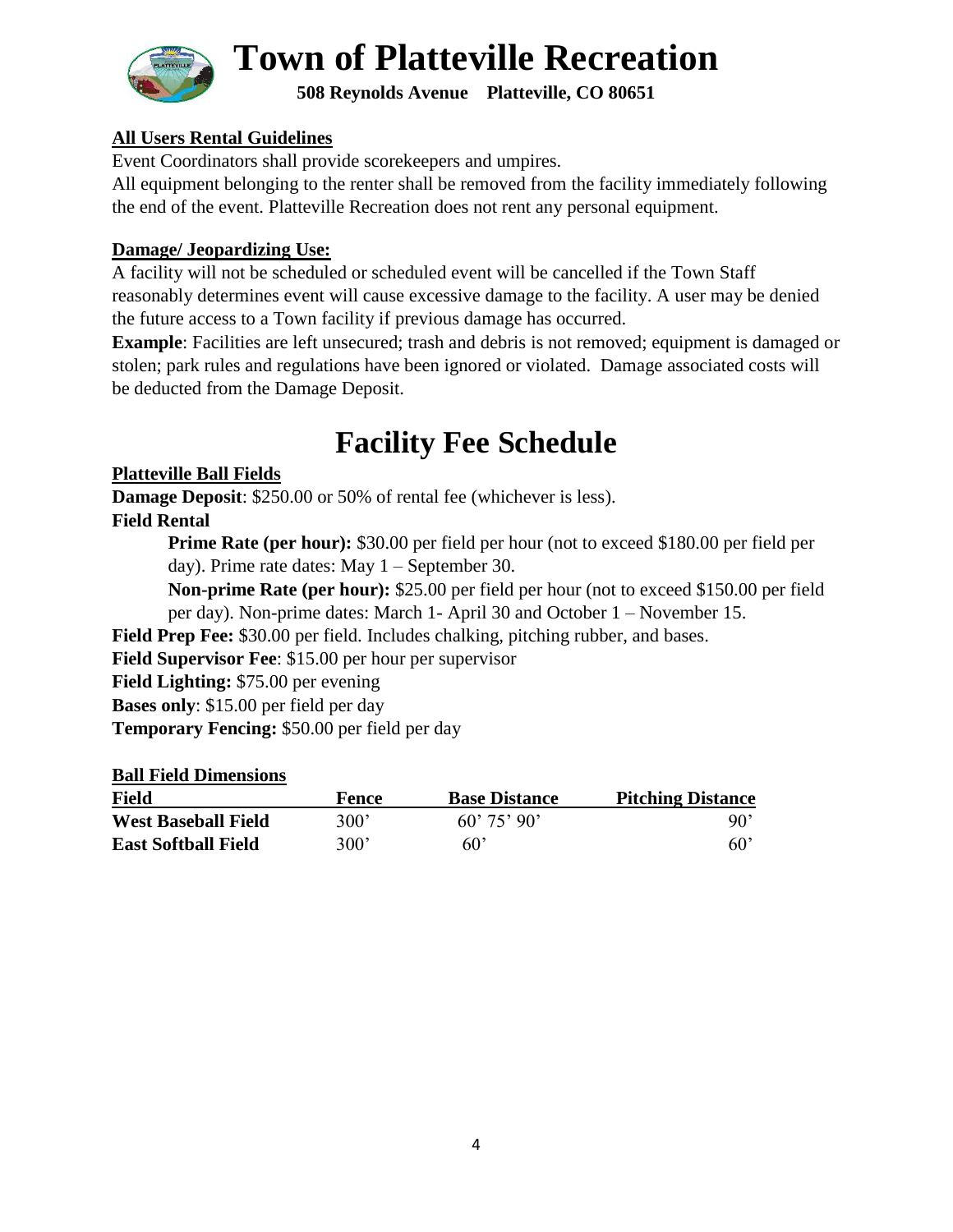# Town of Platteville Recreation

**508 Reynolds Avenue Platteville, CO 80651**

**All Users Rental Guidelines**

Event Coordinators shall provide scorekeepers and umpires.

All equipment belonging to the renter shall be removed from the facility immediately following the end of the event. Platteville Recreation does not rent any personal equipment.

**Damage/ Jeopardizing Use:**

A facility will not be scheduled or scheduled event will be cancelled if the Town Staff reasonably determines event will cause excessive damage to the facility. A user may be denied the future access to a Town facility if previous damage has occurred.

**Example**: Facilities are left unsecured; trash and debris is not removed; equipment is damaged or stolen; park rules and regulations have been ignored or violated. Damage associated costs will be deducted from the Damage Deposit.

# Facility Fee Schedule

**Platteville Ball Fields**

**Damage Deposit**: $250.00 or 50% of rental fee (whichever is less).

**Field Rental**

> **Prime Rate (per hour):** $30.00 per field per hour (not to exceed $180.00 per field per day). Prime rate dates: May 1 – September 30.
>
> **Non-prime Rate (per hour):** $25.00 per field per hour (not to exceed $150.00 per field per day). Non-prime dates: March 1- April 30 and October 1 – November 15.

**Field Prep Fee:** $30.00 per field. Includes chalking, pitching rubber, and bases.

**Field Supervisor Fee**: $15.00 per hour per supervisor

**Field Lighting:** $75.00 per evening

**Bases only**: $15.00 per field per day

**Temporary Fencing:** $50.00 per field per day

**Ball Field Dimensions**

| Field | Fence | Base Distance | Pitching Distance |
|---|---|---|---|
| **West Baseball Field** | 300' | 60' 75' 90' | 90' |
| **East Softball Field** | 300' | 60' | 60' |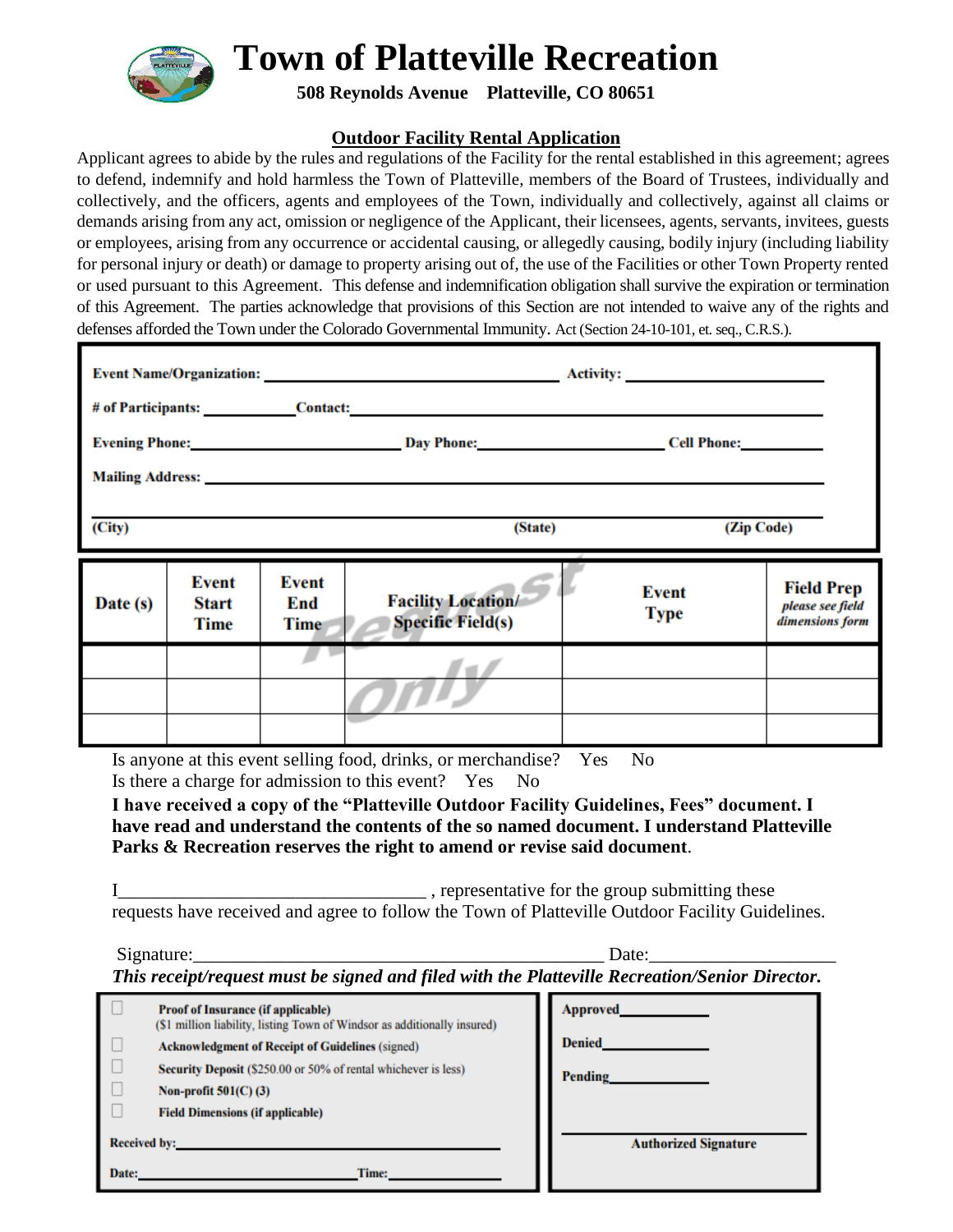# Town of Platteville Recreation

**508 Reynolds Avenue Platteville, CO 80651**

## Outdoor Facility Rental Application

Applicant agrees to abide by the rules and regulations of the Facility for the rental established in this agreement; agrees to defend, indemnify and hold harmless the Town of Platteville, members of the Board of Trustees, individually and collectively, and the officers, agents and employees of the Town, individually and collectively, against all claims or demands arising from any act, omission or negligence of the Applicant, their licensees, agents, servants, invitees, guests or employees, arising from any occurrence or accidental causing, or allegedly causing, bodily injury (including liability for personal injury or death) or damage to property arising out of, the use of the Facilities or other Town Property rented or used pursuant to this Agreement. This defense and indemnification obligation shall survive the expiration or termination of this Agreement. The parties acknowledge that provisions of this Section are not intended to waive any of the rights and defenses afforded the Town under the Colorado Governmental Immunity. Act (Section 24-10-101, et. seq., C.R.S.).

**Event Name/Organization:** ______________________ **Activity:** ______________

**# of Participants:** ________ **Contact:** ______________________________

**Evening Phone:** ______________ **Day Phone:** ______________ **Cell Phone:** ________

**Mailing Address:** ____________________________________________

**(City)** **(State)** **(Zip Code)**

| Date (s) | Event Start Time | Event End Time | Facility Location/ Specific Field(s) | Event Type | Field Prep *please see field dimensions form* |
|---|---|---|---|---|---|
| | | | | | |
| | | | | | |
| | | | | | |

Request Only

Is anyone at this event selling food, drinks, or merchandise? Yes No
Is there a charge for admission to this event? Yes No

**I have received a copy of the "Platteville Outdoor Facility Guidelines, Fees" document. I have read and understand the contents of the so named document. I understand Platteville Parks & Recreation reserves the right to amend or revise said document**.

I________________________________ , representative for the group submitting these requests have received and agree to follow the Town of Platteville Outdoor Facility Guidelines.

Signature:__________________________________________ Date:__________________

***This receipt/request must be signed and filed with the Platteville Recreation/Senior Director.***

- ☐ **Proof of Insurance (if applicable)** ($1 million liability, listing Town of Windsor as additionally insured)
- ☐ **Acknowledgment of Receipt of Guidelines** (signed)
- ☐ **Security Deposit** ($250.00 or 50% of rental whichever is less)
- ☐ **Non-profit 501(C) (3)**
- ☐ **Field Dimensions (if applicable)**

**Received by:** ______________________________

**Date:** __________________ **Time:** __________

**Approved** ___________

**Denied** ___________

**Pending** ___________

______________________
**Authorized Signature**